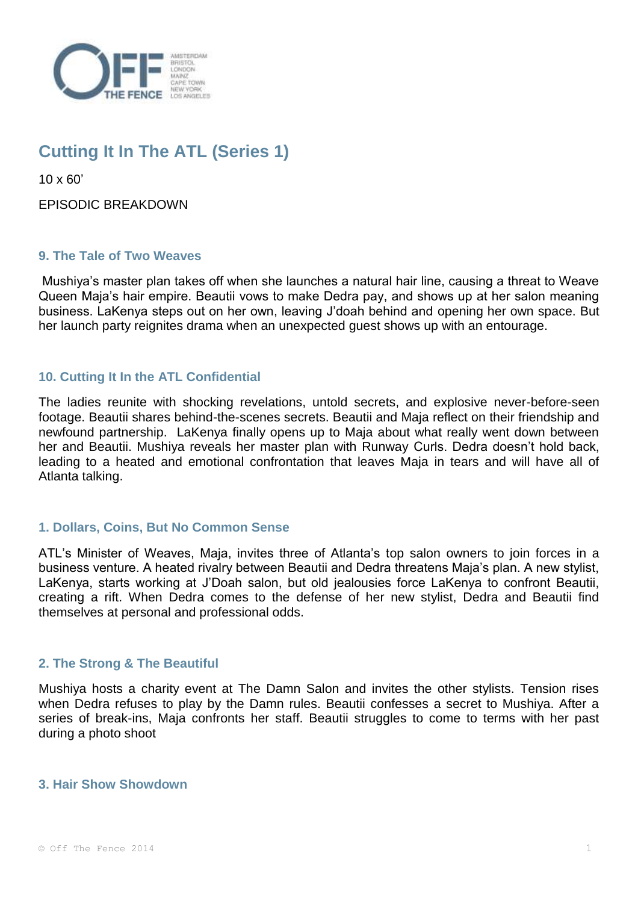# Cutting It In The ATL (Series 1)

10 x 60'

EPISODIC BREAKDOWN

### 9. The Tale of Two Weaves

Mushiya's master plan takes off when she launches a natural hair line, causing a threat to Weave Queen Maja's hair empire. Beautii vows to make Dedra pay, and shows up at her salon meaning business. LaKenya steps out on her own, leaving J'doah behind and opening her own space. But her launch party reignites drama when an unexpected guest shows up with an entourage.

### 10. Cutting It In the ATL Confidential

The ladies reunite with shocking revelations, untold secrets, and explosive never-before-seen footage. Beautii shares behind-the-scenes secrets. Beautii and Maja reflect on their friendship and newfound partnership. LaKenya finally opens up to Maja about what really went down between her and Beautii. Mushiya reveals her master plan with Runway Curls. Dedra doesn't hold back, leading to a heated and emotional confrontation that leaves Maja in tears and will have all of Atlanta talking.

### 1. Dollars, Coins, But No Common Sense

ATL's Minister of Weaves, Maja, invites three of Atlanta's top salon owners to join forces in a business venture. A heated rivalry between Beautii and Dedra threatens Maja's plan. A new stylist, LaKenya, starts working at J'Doah salon, but old jealousies force LaKenya to confront Beautii, creating a rift. When Dedra comes to the defense of her new stylist, Dedra and Beautii find themselves at personal and professional odds.

### 2. The Strong & The Beautiful

Mushiya hosts a charity event at The Damn Salon and invites the other stylists. Tension rises when Dedra refuses to play by the Damn rules. Beautii confesses a secret to Mushiya. After a series of break-ins, Maja confronts her staff. Beautii struggles to come to terms with her past during a photo shoot

### 3. Hair Show Showdown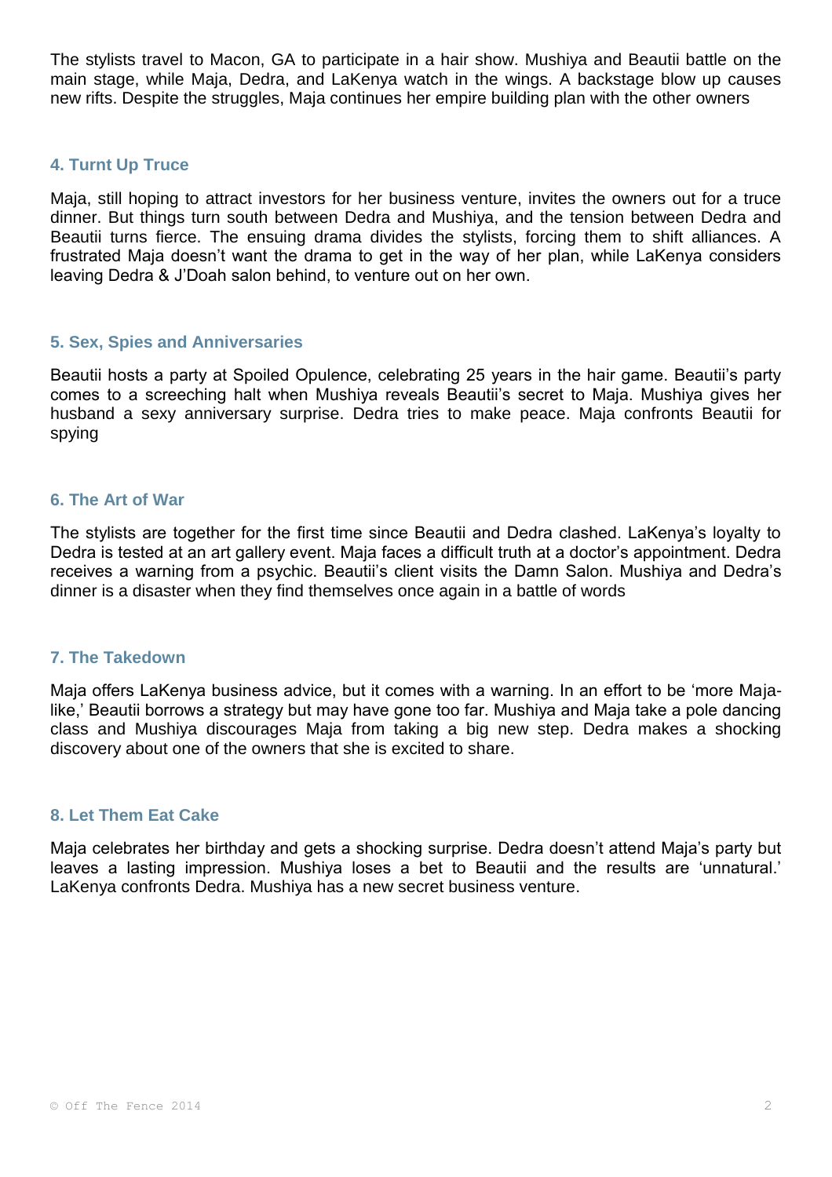The stylists travel to Macon, GA to participate in a hair show. Mushiya and Beautii battle on the main stage, while Maja, Dedra, and LaKenya watch in the wings. A backstage blow up causes new rifts. Despite the struggles, Maja continues her empire building plan with the other owners

### 4. Turnt Up Truce

Maja, still hoping to attract investors for her business venture, invites the owners out for a truce dinner. But things turn south between Dedra and Mushiya, and the tension between Dedra and Beautii turns fierce. The ensuing drama divides the stylists, forcing them to shift alliances. A frustrated Maja doesn't want the drama to get in the way of her plan, while LaKenya considers leaving Dedra & J'Doah salon behind, to venture out on her own.

### 5. Sex, Spies and Anniversaries

Beautii hosts a party at Spoiled Opulence, celebrating 25 years in the hair game. Beautii's party comes to a screeching halt when Mushiya reveals Beautii's secret to Maja. Mushiya gives her husband a sexy anniversary surprise. Dedra tries to make peace. Maja confronts Beautii for spying

### 6. The Art of War

The stylists are together for the first time since Beautii and Dedra clashed. LaKenya's loyalty to Dedra is tested at an art gallery event. Maja faces a difficult truth at a doctor's appointment. Dedra receives a warning from a psychic. Beautii's client visits the Damn Salon. Mushiya and Dedra's dinner is a disaster when they find themselves once again in a battle of words

### 7. The Takedown

Maja offers LaKenya business advice, but it comes with a warning. In an effort to be 'more Maja-like,' Beautii borrows a strategy but may have gone too far. Mushiya and Maja take a pole dancing class and Mushiya discourages Maja from taking a big new step. Dedra makes a shocking discovery about one of the owners that she is excited to share.

### 8. Let Them Eat Cake

Maja celebrates her birthday and gets a shocking surprise. Dedra doesn't attend Maja's party but leaves a lasting impression. Mushiya loses a bet to Beautii and the results are 'unnatural.' LaKenya confronts Dedra. Mushiya has a new secret business venture.

© Off The Fence 2014